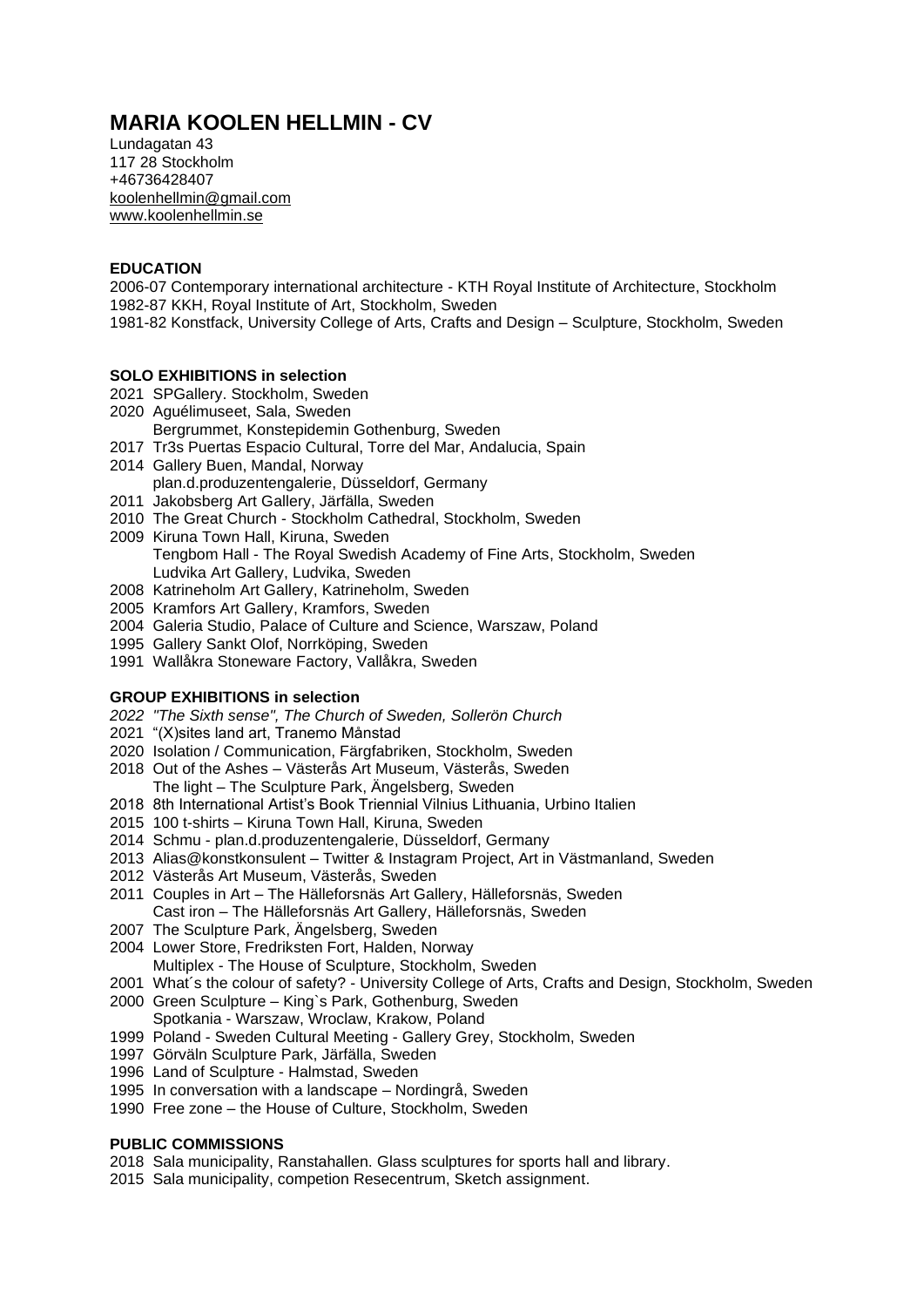# MARIA KOOLEN HELLMIN - CV

Lundagatan 43
117 28 Stockholm
+46736428407
koolenhellmin@gmail.com
www.koolenhellmin.se

**EDUCATION**

2006-07 Contemporary international architecture - KTH Royal Institute of Architecture, Stockholm
1982-87 KKH, Royal Institute of Art, Stockholm, Sweden
1981-82 Konstfack, University College of Arts, Crafts and Design – Sculpture, Stockholm, Sweden

**SOLO EXHIBITIONS in selection**

2021 SPGallery. Stockholm, Sweden
2020 Aguélimuseet, Sala, Sweden
Bergrummet, Konstepidemin Gothenburg, Sweden
2017 Tr3s Puertas Espacio Cultural, Torre del Mar, Andalucia, Spain
2014 Gallery Buen, Mandal, Norway
plan.d.produzentengalerie, Düsseldorf, Germany
2011 Jakobsberg Art Gallery, Järfälla, Sweden
2010 The Great Church - Stockholm Cathedral, Stockholm, Sweden
2009 Kiruna Town Hall, Kiruna, Sweden
Tengbom Hall - The Royal Swedish Academy of Fine Arts, Stockholm, Sweden
Ludvika Art Gallery, Ludvika, Sweden
2008 Katrineholm Art Gallery, Katrineholm, Sweden
2005 Kramfors Art Gallery, Kramfors, Sweden
2004 Galeria Studio, Palace of Culture and Science, Warszaw, Poland
1995 Gallery Sankt Olof, Norrköping, Sweden
1991 Wallåkra Stoneware Factory, Vallåkra, Sweden

**GROUP EXHIBITIONS in selection**

*2022 "The Sixth sense", The Church of Sweden, Sollerön Church*
2021 "(X)sites land art, Tranemo Månstad
2020 Isolation / Communication, Färgfabriken, Stockholm, Sweden
2018 Out of the Ashes – Västerås Art Museum, Västerås, Sweden
The light – The Sculpture Park, Ängelsberg, Sweden
2018 8th International Artist's Book Triennial Vilnius Lithuania, Urbino Italien
2015 100 t-shirts – Kiruna Town Hall, Kiruna, Sweden
2014 Schmu - plan.d.produzentengalerie, Düsseldorf, Germany
2013 Alias@konstkonsulent – Twitter & Instagram Project, Art in Västmanland, Sweden
2012 Västerås Art Museum, Västerås, Sweden
2011 Couples in Art – The Hälleforsnäs Art Gallery, Hälleforsnäs, Sweden
Cast iron – The Hälleforsnäs Art Gallery, Hälleforsnäs, Sweden
2007 The Sculpture Park, Ängelsberg, Sweden
2004 Lower Store, Fredriksten Fort, Halden, Norway
Multiplex - The House of Sculpture, Stockholm, Sweden
2001 What´s the colour of safety? - University College of Arts, Crafts and Design, Stockholm, Sweden
2000 Green Sculpture – King`s Park, Gothenburg, Sweden
Spotkania - Warszaw, Wroclaw, Krakow, Poland
1999 Poland - Sweden Cultural Meeting - Gallery Grey, Stockholm, Sweden
1997 Görväln Sculpture Park, Järfälla, Sweden
1996 Land of Sculpture - Halmstad, Sweden
1995 In conversation with a landscape – Nordingrå, Sweden
1990 Free zone – the House of Culture, Stockholm, Sweden

**PUBLIC COMMISSIONS**

2018 Sala municipality, Ranstahallen. Glass sculptures for sports hall and library.
2015 Sala municipality, competion Resecentrum, Sketch assignment.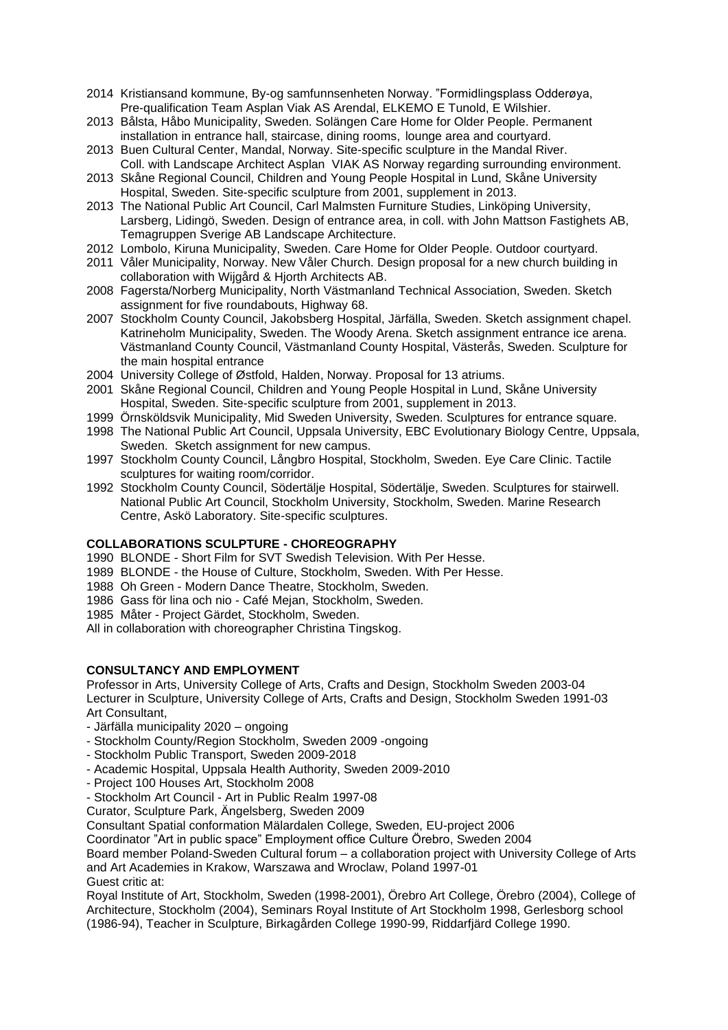2014 Kristiansand kommune, By-og samfunnsenheten Norway. ”Formidlingsplass Odderøya, Pre-qualification Team Asplan Viak AS Arendal, ELKEMO E Tunold, E Wilshier.
2013 Bålsta, Håbo Municipality, Sweden. Solängen Care Home for Older People. Permanent installation in entrance hall, staircase, dining rooms, lounge area and courtyard.
2013 Buen Cultural Center, Mandal, Norway. Site-specific sculpture in the Mandal River. Coll. with Landscape Architect Asplan VIAK AS Norway regarding surrounding environment.
2013 Skåne Regional Council, Children and Young People Hospital in Lund, Skåne University Hospital, Sweden. Site-specific sculpture from 2001, supplement in 2013.
2013 The National Public Art Council, Carl Malmsten Furniture Studies, Linköping University, Larsberg, Lidingö, Sweden. Design of entrance area, in coll. with John Mattson Fastighets AB, Temagruppen Sverige AB Landscape Architecture.
2012 Lombolo, Kiruna Municipality, Sweden. Care Home for Older People. Outdoor courtyard.
2011 Våler Municipality, Norway. New Våler Church. Design proposal for a new church building in collaboration with Wijgård & Hjorth Architects AB.
2008 Fagersta/Norberg Municipality, North Västmanland Technical Association, Sweden. Sketch assignment for five roundabouts, Highway 68.
2007 Stockholm County Council, Jakobsberg Hospital, Järfälla, Sweden. Sketch assignment chapel. Katrineholm Municipality, Sweden. The Woody Arena. Sketch assignment entrance ice arena. Västmanland County Council, Västmanland County Hospital, Västerås, Sweden. Sculpture for the main hospital entrance
2004 University College of Østfold, Halden, Norway. Proposal for 13 atriums.
2001 Skåne Regional Council, Children and Young People Hospital in Lund, Skåne University Hospital, Sweden. Site-specific sculpture from 2001, supplement in 2013.
1999 Örnsköldsvik Municipality, Mid Sweden University, Sweden. Sculptures for entrance square.
1998 The National Public Art Council, Uppsala University, EBC Evolutionary Biology Centre, Uppsala, Sweden. Sketch assignment for new campus.
1997 Stockholm County Council, Långbro Hospital, Stockholm, Sweden. Eye Care Clinic. Tactile sculptures for waiting room/corridor.
1992 Stockholm County Council, Södertälje Hospital, Södertälje, Sweden. Sculptures for stairwell. National Public Art Council, Stockholm University, Stockholm, Sweden. Marine Research Centre, Askö Laboratory. Site-specific sculptures.

**COLLABORATIONS SCULPTURE - CHOREOGRAPHY**

1990 BLONDE - Short Film for SVT Swedish Television. With Per Hesse.
1989 BLONDE - the House of Culture, Stockholm, Sweden. With Per Hesse.
1988 Oh Green - Modern Dance Theatre, Stockholm, Sweden.
1986 Gass för lina och nio - Café Mejan, Stockholm, Sweden.
1985 Måter - Project Gärdet, Stockholm, Sweden.
All in collaboration with choreographer Christina Tingskog.

**CONSULTANCY AND EMPLOYMENT**

Professor in Arts, University College of Arts, Crafts and Design, Stockholm Sweden 2003-04
Lecturer in Sculpture, University College of Arts, Crafts and Design, Stockholm Sweden 1991-03
Art Consultant,
- Järfälla municipality 2020 – ongoing
- Stockholm County/Region Stockholm, Sweden 2009 -ongoing
- Stockholm Public Transport, Sweden 2009-2018
- Academic Hospital, Uppsala Health Authority, Sweden 2009-2010
- Project 100 Houses Art, Stockholm 2008
- Stockholm Art Council - Art in Public Realm 1997-08

Curator, Sculpture Park, Ängelsberg, Sweden 2009
Consultant Spatial conformation Mälardalen College, Sweden, EU-project 2006
Coordinator ”Art in public space” Employment office Culture Örebro, Sweden 2004
Board member Poland-Sweden Cultural forum – a collaboration project with University College of Arts and Art Academies in Krakow, Warszawa and Wroclaw, Poland 1997-01
Guest critic at:
Royal Institute of Art, Stockholm, Sweden (1998-2001), Örebro Art College, Örebro (2004), College of Architecture, Stockholm (2004), Seminars Royal Institute of Art Stockholm 1998, Gerlesborg school (1986-94), Teacher in Sculpture, Birkagården College 1990-99, Riddarfjärd College 1990.